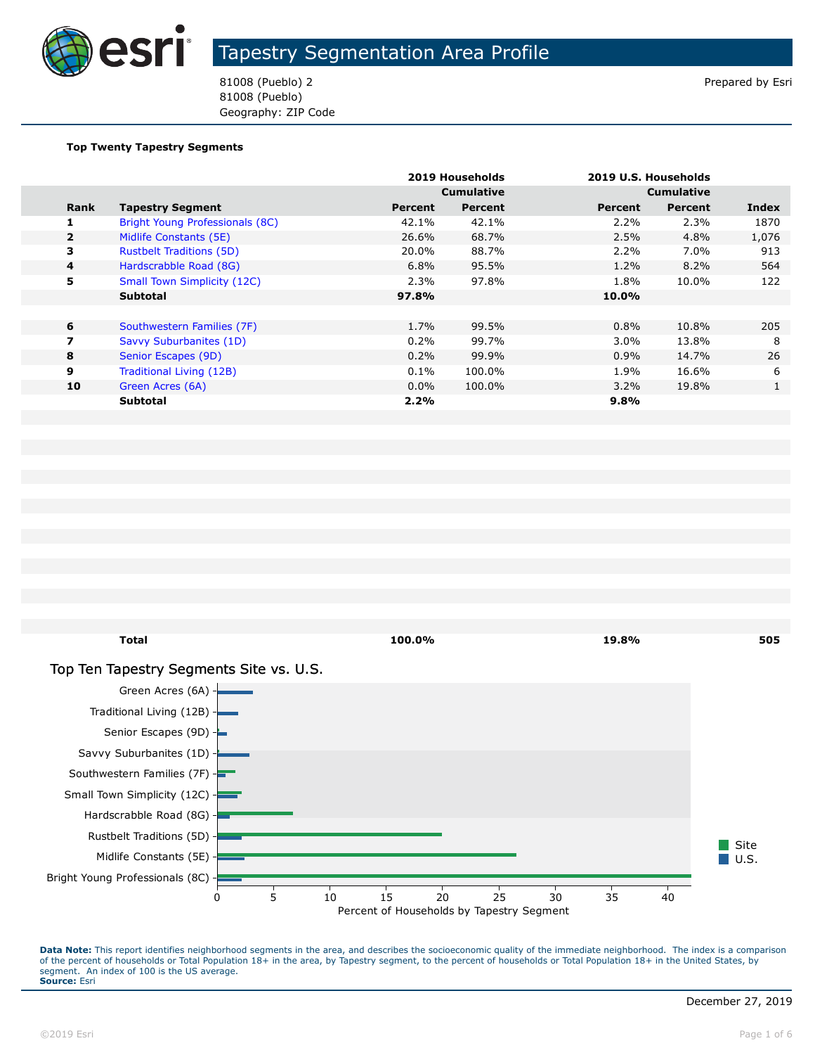# Tapestry Segmentation Area Profile

81008 (Pueblo) 2
81008 (Pueblo)
Geography: ZIP Code

Prepared by Esri

**Top Twenty Tapestry Segments**

| | | 2019 Households | | 2019 U.S. Households | | |
|---|---|---|---|---|---|---|
| | | | Cumulative | | Cumulative | |
| **Rank** | **Tapestry Segment** | **Percent** | **Percent** | **Percent** | **Percent** | **Index** |
| 1 | Bright Young Professionals (8C) | 42.1% | 42.1% | 2.2% | 2.3% | 1870 |
| 2 | Midlife Constants (5E) | 26.6% | 68.7% | 2.5% | 4.8% | 1,076 |
| 3 | Rustbelt Traditions (5D) | 20.0% | 88.7% | 2.2% | 7.0% | 913 |
| 4 | Hardscrabble Road (8G) | 6.8% | 95.5% | 1.2% | 8.2% | 564 |
| 5 | Small Town Simplicity (12C) | 2.3% | 97.8% | 1.8% | 10.0% | 122 |
| | **Subtotal** | **97.8%** | | **10.0%** | | |
| | | | | | | |
| 6 | Southwestern Families (7F) | 1.7% | 99.5% | 0.8% | 10.8% | 205 |
| 7 | Savvy Suburbanites (1D) | 0.2% | 99.7% | 3.0% | 13.8% | 8 |
| 8 | Senior Escapes (9D) | 0.2% | 99.9% | 0.9% | 14.7% | 26 |
| 9 | Traditional Living (12B) | 0.1% | 100.0% | 1.9% | 16.6% | 6 |
| 10 | Green Acres (6A) | 0.0% | 100.0% | 3.2% | 19.8% | 1 |
| | **Subtotal** | **2.2%** | | **9.8%** | | |
| | **Total** | **100.0%** | | **19.8%** | | **505** |

## Top Ten Tapestry Segments Site vs. U.S.

| Tapestry Segment | Site | U.S. |
|---|---|---|
| Green Acres (6A) | 0.0 | 3.2 |
| Traditional Living (12B) | 0.1 | 1.9 |
| Senior Escapes (9D) | 0.2 | 0.9 |
| Savvy Suburbanites (1D) | 0.2 | 3.0 |
| Southwestern Families (7F) | 1.7 | 0.8 |
| Small Town Simplicity (12C) | 2.3 | 1.8 |
| Hardscrabble Road (8G) | 6.8 | 1.2 |
| Rustbelt Traditions (5D) | 20.0 | 2.2 |
| Midlife Constants (5E) | 26.6 | 2.5 |
| Bright Young Professionals (8C) | 42.1 | 2.2 |

Percent of Households by Tapestry Segment

**Data Note:** This report identifies neighborhood segments in the area, and describes the socioeconomic quality of the immediate neighborhood. The index is a comparison of the percent of households or Total Population 18+ in the area, by Tapestry segment, to the percent of households or Total Population 18+ in the United States, by segment. An index of 100 is the US average.
**Source:** Esri

December 27, 2019

©2019 Esri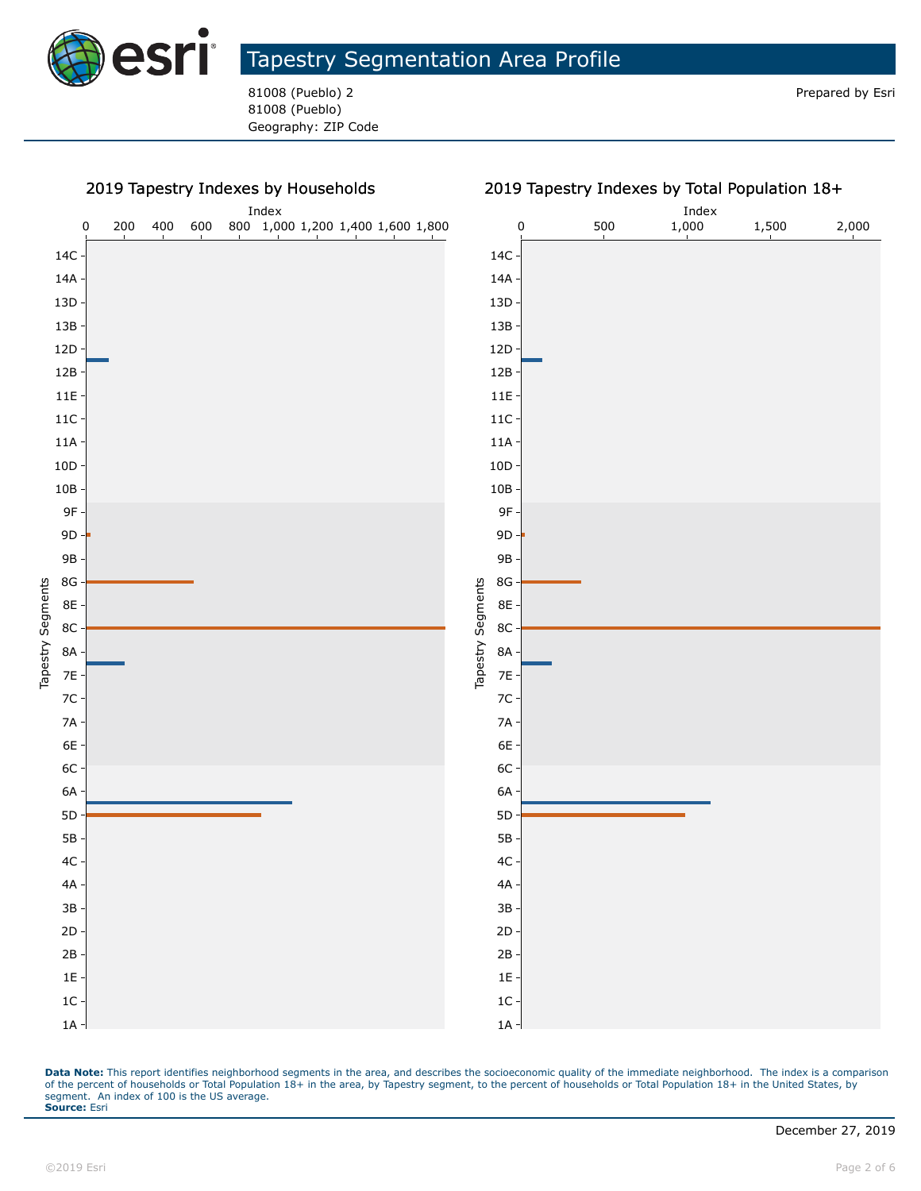# Tapestry Segmentation Area Profile

81008 (Pueblo) 2
81008 (Pueblo)
Geography: ZIP Code

Prepared by Esri

## 2019 Tapestry Indexes by Households

Index

0 200 400 600 800 1,000 1,200 1,400 1,600 1,800

Tapestry Segments: 14C, 14A, 13D, 13B, 12D, 12B, 11E, 11C, 11A, 10D, 10B, 9F, 9D, 9B, 8G, 8E, 8C, 8A, 7E, 7C, 7A, 6E, 6C, 6A, 5D, 5B, 4C, 4A, 3B, 2D, 2B, 1E, 1C, 1A

## 2019 Tapestry Indexes by Total Population 18+

Index

0 500 1,000 1,500 2,000

Tapestry Segments: 14C, 14A, 13D, 13B, 12D, 12B, 11E, 11C, 11A, 10D, 10B, 9F, 9D, 9B, 8G, 8E, 8C, 8A, 7E, 7C, 7A, 6E, 6C, 6A, 5D, 5B, 4C, 4A, 3B, 2D, 2B, 1E, 1C, 1A

**Data Note:** This report identifies neighborhood segments in the area, and describes the socioeconomic quality of the immediate neighborhood. The index is a comparison of the percent of households or Total Population 18+ in the area, by Tapestry segment, to the percent of households or Total Population 18+ in the United States, by segment. An index of 100 is the US average.
**Source:** Esri

December 27, 2019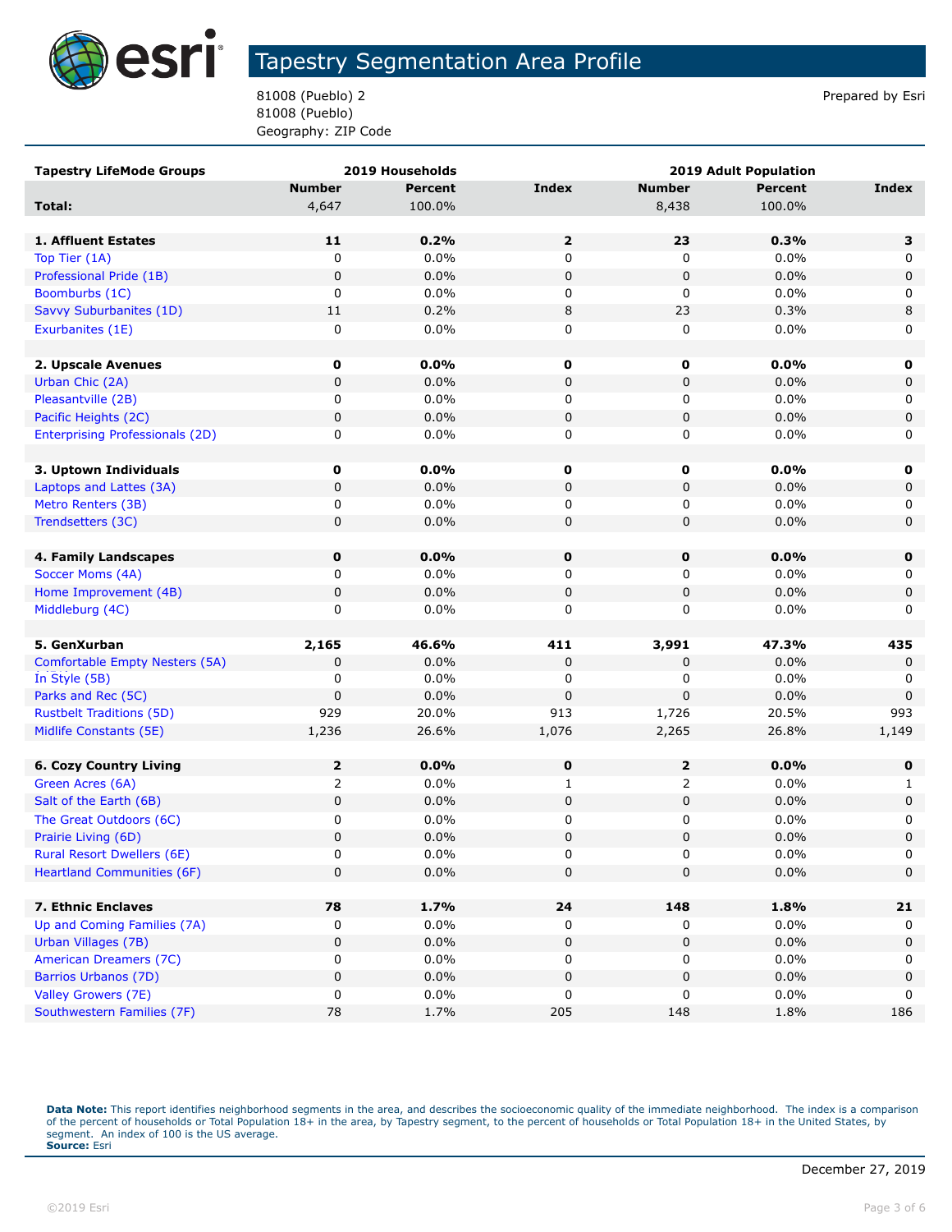# Tapestry Segmentation Area Profile

81008 (Pueblo) 2
81008 (Pueblo)
Geography: ZIP Code

Prepared by Esri

| Tapestry LifeMode Groups | 2019 Households | | | 2019 Adult Population | | |
|---|---|---|---|---|---|---|
| | Number | Percent | Index | Number | Percent | Index |
| **Total:** | 4,647 | 100.0% | | 8,438 | 100.0% | |
| | | | | | | |
| **1. Affluent Estates** | **11** | **0.2%** | **2** | **23** | **0.3%** | **3** |
| Top Tier (1A) | 0 | 0.0% | 0 | 0 | 0.0% | 0 |
| Professional Pride (1B) | 0 | 0.0% | 0 | 0 | 0.0% | 0 |
| Boomburbs (1C) | 0 | 0.0% | 0 | 0 | 0.0% | 0 |
| Savvy Suburbanites (1D) | 11 | 0.2% | 8 | 23 | 0.3% | 8 |
| Exurbanites (1E) | 0 | 0.0% | 0 | 0 | 0.0% | 0 |
| | | | | | | |
| **2. Upscale Avenues** | **0** | **0.0%** | **0** | **0** | **0.0%** | **0** |
| Urban Chic (2A) | 0 | 0.0% | 0 | 0 | 0.0% | 0 |
| Pleasantville (2B) | 0 | 0.0% | 0 | 0 | 0.0% | 0 |
| Pacific Heights (2C) | 0 | 0.0% | 0 | 0 | 0.0% | 0 |
| Enterprising Professionals (2D) | 0 | 0.0% | 0 | 0 | 0.0% | 0 |
| | | | | | | |
| **3. Uptown Individuals** | **0** | **0.0%** | **0** | **0** | **0.0%** | **0** |
| Laptops and Lattes (3A) | 0 | 0.0% | 0 | 0 | 0.0% | 0 |
| Metro Renters (3B) | 0 | 0.0% | 0 | 0 | 0.0% | 0 |
| Trendsetters (3C) | 0 | 0.0% | 0 | 0 | 0.0% | 0 |
| | | | | | | |
| **4. Family Landscapes** | **0** | **0.0%** | **0** | **0** | **0.0%** | **0** |
| Soccer Moms (4A) | 0 | 0.0% | 0 | 0 | 0.0% | 0 |
| Home Improvement (4B) | 0 | 0.0% | 0 | 0 | 0.0% | 0 |
| Middleburg (4C) | 0 | 0.0% | 0 | 0 | 0.0% | 0 |
| | | | | | | |
| **5. GenXurban** | **2,165** | **46.6%** | **411** | **3,991** | **47.3%** | **435** |
| Comfortable Empty Nesters (5A) | 0 | 0.0% | 0 | 0 | 0.0% | 0 |
| In Style (5B) | 0 | 0.0% | 0 | 0 | 0.0% | 0 |
| Parks and Rec (5C) | 0 | 0.0% | 0 | 0 | 0.0% | 0 |
| Rustbelt Traditions (5D) | 929 | 20.0% | 913 | 1,726 | 20.5% | 993 |
| Midlife Constants (5E) | 1,236 | 26.6% | 1,076 | 2,265 | 26.8% | 1,149 |
| | | | | | | |
| **6. Cozy Country Living** | **2** | **0.0%** | **0** | **2** | **0.0%** | **0** |
| Green Acres (6A) | 2 | 0.0% | 1 | 2 | 0.0% | 1 |
| Salt of the Earth (6B) | 0 | 0.0% | 0 | 0 | 0.0% | 0 |
| The Great Outdoors (6C) | 0 | 0.0% | 0 | 0 | 0.0% | 0 |
| Prairie Living (6D) | 0 | 0.0% | 0 | 0 | 0.0% | 0 |
| Rural Resort Dwellers (6E) | 0 | 0.0% | 0 | 0 | 0.0% | 0 |
| Heartland Communities (6F) | 0 | 0.0% | 0 | 0 | 0.0% | 0 |
| | | | | | | |
| **7. Ethnic Enclaves** | **78** | **1.7%** | **24** | **148** | **1.8%** | **21** |
| Up and Coming Families (7A) | 0 | 0.0% | 0 | 0 | 0.0% | 0 |
| Urban Villages (7B) | 0 | 0.0% | 0 | 0 | 0.0% | 0 |
| American Dreamers (7C) | 0 | 0.0% | 0 | 0 | 0.0% | 0 |
| Barrios Urbanos (7D) | 0 | 0.0% | 0 | 0 | 0.0% | 0 |
| Valley Growers (7E) | 0 | 0.0% | 0 | 0 | 0.0% | 0 |
| Southwestern Families (7F) | 78 | 1.7% | 205 | 148 | 1.8% | 186 |

**Data Note:** This report identifies neighborhood segments in the area, and describes the socioeconomic quality of the immediate neighborhood. The index is a comparison of the percent of households or Total Population 18+ in the area, by Tapestry segment, to the percent of households or Total Population 18+ in the United States, by segment. An index of 100 is the US average.
**Source:** Esri

December 27, 2019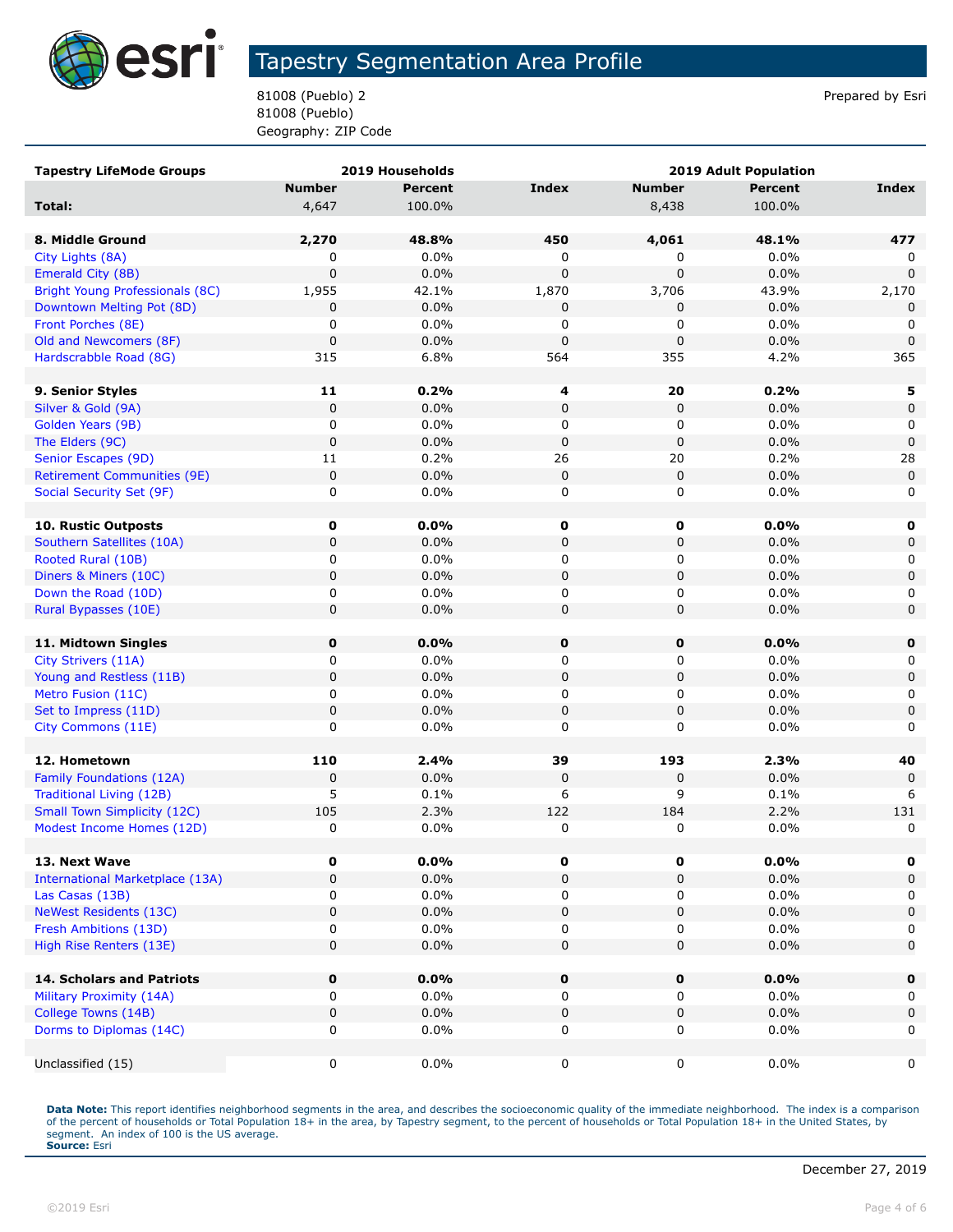# Tapestry Segmentation Area Profile

81008 (Pueblo) 2
81008 (Pueblo)
Geography: ZIP Code

Prepared by Esri

| Tapestry LifeMode Groups | 2019 Households | | | 2019 Adult Population | | |
|---|---|---|---|---|---|---|
| | Number | Percent | Index | Number | Percent | Index |
| **Total:** | 4,647 | 100.0% | | 8,438 | 100.0% | |
| | | | | | | |
| **8. Middle Ground** | **2,270** | **48.8%** | **450** | **4,061** | **48.1%** | **477** |
| City Lights (8A) | 0 | 0.0% | 0 | 0 | 0.0% | 0 |
| Emerald City (8B) | 0 | 0.0% | 0 | 0 | 0.0% | 0 |
| Bright Young Professionals (8C) | 1,955 | 42.1% | 1,870 | 3,706 | 43.9% | 2,170 |
| Downtown Melting Pot (8D) | 0 | 0.0% | 0 | 0 | 0.0% | 0 |
| Front Porches (8E) | 0 | 0.0% | 0 | 0 | 0.0% | 0 |
| Old and Newcomers (8F) | 0 | 0.0% | 0 | 0 | 0.0% | 0 |
| Hardscrabble Road (8G) | 315 | 6.8% | 564 | 355 | 4.2% | 365 |
| | | | | | | |
| **9. Senior Styles** | **11** | **0.2%** | **4** | **20** | **0.2%** | **5** |
| Silver & Gold (9A) | 0 | 0.0% | 0 | 0 | 0.0% | 0 |
| Golden Years (9B) | 0 | 0.0% | 0 | 0 | 0.0% | 0 |
| The Elders (9C) | 0 | 0.0% | 0 | 0 | 0.0% | 0 |
| Senior Escapes (9D) | 11 | 0.2% | 26 | 20 | 0.2% | 28 |
| Retirement Communities (9E) | 0 | 0.0% | 0 | 0 | 0.0% | 0 |
| Social Security Set (9F) | 0 | 0.0% | 0 | 0 | 0.0% | 0 |
| | | | | | | |
| **10. Rustic Outposts** | **0** | **0.0%** | **0** | **0** | **0.0%** | **0** |
| Southern Satellites (10A) | 0 | 0.0% | 0 | 0 | 0.0% | 0 |
| Rooted Rural (10B) | 0 | 0.0% | 0 | 0 | 0.0% | 0 |
| Diners & Miners (10C) | 0 | 0.0% | 0 | 0 | 0.0% | 0 |
| Down the Road (10D) | 0 | 0.0% | 0 | 0 | 0.0% | 0 |
| Rural Bypasses (10E) | 0 | 0.0% | 0 | 0 | 0.0% | 0 |
| | | | | | | |
| **11. Midtown Singles** | **0** | **0.0%** | **0** | **0** | **0.0%** | **0** |
| City Strivers (11A) | 0 | 0.0% | 0 | 0 | 0.0% | 0 |
| Young and Restless (11B) | 0 | 0.0% | 0 | 0 | 0.0% | 0 |
| Metro Fusion (11C) | 0 | 0.0% | 0 | 0 | 0.0% | 0 |
| Set to Impress (11D) | 0 | 0.0% | 0 | 0 | 0.0% | 0 |
| City Commons (11E) | 0 | 0.0% | 0 | 0 | 0.0% | 0 |
| | | | | | | |
| **12. Hometown** | **110** | **2.4%** | **39** | **193** | **2.3%** | **40** |
| Family Foundations (12A) | 0 | 0.0% | 0 | 0 | 0.0% | 0 |
| Traditional Living (12B) | 5 | 0.1% | 6 | 9 | 0.1% | 6 |
| Small Town Simplicity (12C) | 105 | 2.3% | 122 | 184 | 2.2% | 131 |
| Modest Income Homes (12D) | 0 | 0.0% | 0 | 0 | 0.0% | 0 |
| | | | | | | |
| **13. Next Wave** | **0** | **0.0%** | **0** | **0** | **0.0%** | **0** |
| International Marketplace (13A) | 0 | 0.0% | 0 | 0 | 0.0% | 0 |
| Las Casas (13B) | 0 | 0.0% | 0 | 0 | 0.0% | 0 |
| NeWest Residents (13C) | 0 | 0.0% | 0 | 0 | 0.0% | 0 |
| Fresh Ambitions (13D) | 0 | 0.0% | 0 | 0 | 0.0% | 0 |
| High Rise Renters (13E) | 0 | 0.0% | 0 | 0 | 0.0% | 0 |
| | | | | | | |
| **14. Scholars and Patriots** | **0** | **0.0%** | **0** | **0** | **0.0%** | **0** |
| Military Proximity (14A) | 0 | 0.0% | 0 | 0 | 0.0% | 0 |
| College Towns (14B) | 0 | 0.0% | 0 | 0 | 0.0% | 0 |
| Dorms to Diplomas (14C) | 0 | 0.0% | 0 | 0 | 0.0% | 0 |
| | | | | | | |
| Unclassified (15) | 0 | 0.0% | 0 | 0 | 0.0% | 0 |

**Data Note:** This report identifies neighborhood segments in the area, and describes the socioeconomic quality of the immediate neighborhood. The index is a comparison of the percent of households or Total Population 18+ in the area, by Tapestry segment, to the percent of households or Total Population 18+ in the United States, by segment. An index of 100 is the US average.
**Source:** Esri

December 27, 2019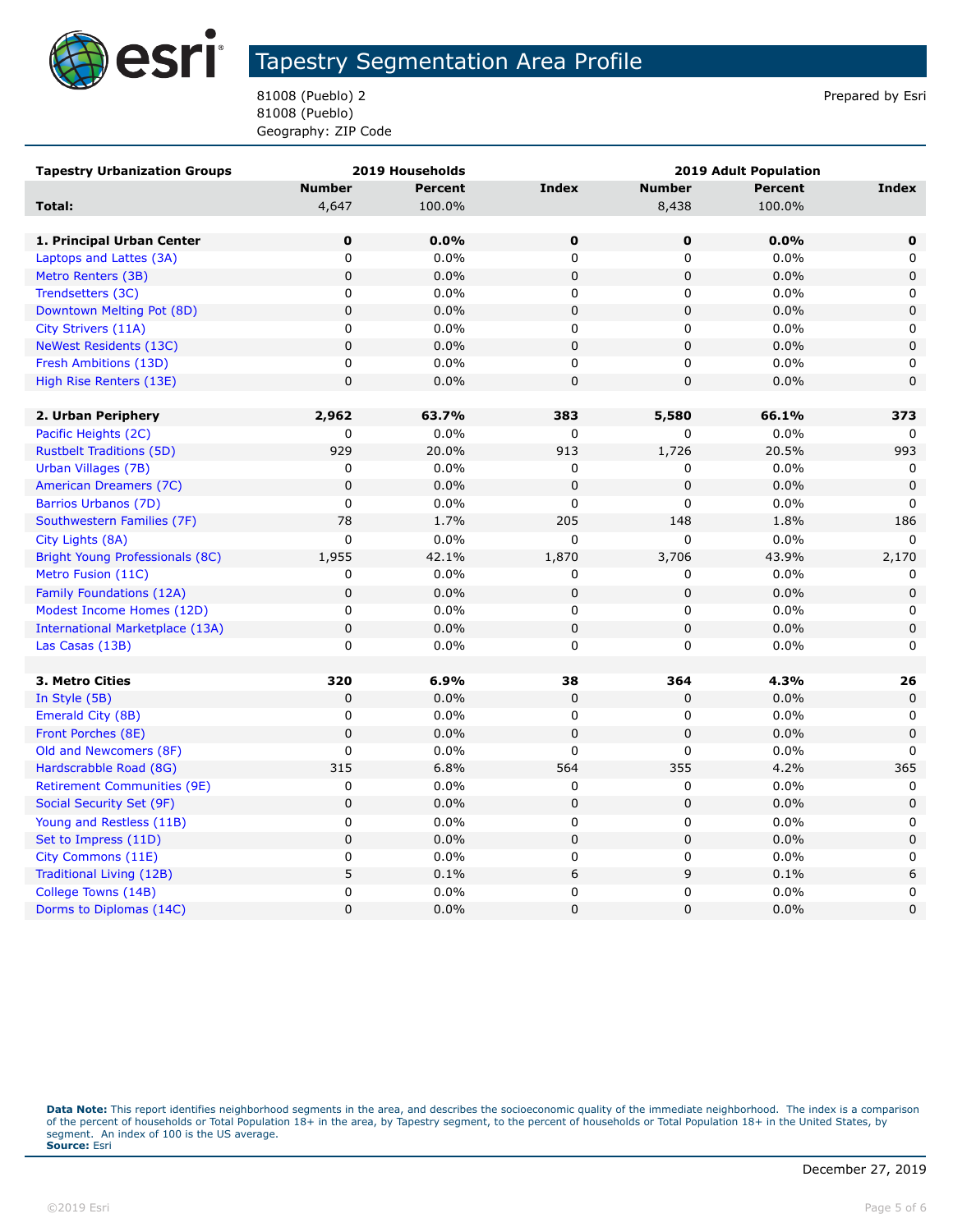# Tapestry Segmentation Area Profile

81008 (Pueblo) 2
81008 (Pueblo)
Geography: ZIP Code

Prepared by Esri

| Tapestry Urbanization Groups | 2019 Households | | | 2019 Adult Population | | |
|---|---|---|---|---|---|---|
| | Number | Percent | Index | Number | Percent | Index |
| **Total:** | 4,647 | 100.0% | | 8,438 | 100.0% | |
| | | | | | | |
| **1. Principal Urban Center** | **0** | **0.0%** | **0** | **0** | **0.0%** | **0** |
| Laptops and Lattes (3A) | 0 | 0.0% | 0 | 0 | 0.0% | 0 |
| Metro Renters (3B) | 0 | 0.0% | 0 | 0 | 0.0% | 0 |
| Trendsetters (3C) | 0 | 0.0% | 0 | 0 | 0.0% | 0 |
| Downtown Melting Pot (8D) | 0 | 0.0% | 0 | 0 | 0.0% | 0 |
| City Strivers (11A) | 0 | 0.0% | 0 | 0 | 0.0% | 0 |
| NeWest Residents (13C) | 0 | 0.0% | 0 | 0 | 0.0% | 0 |
| Fresh Ambitions (13D) | 0 | 0.0% | 0 | 0 | 0.0% | 0 |
| High Rise Renters (13E) | 0 | 0.0% | 0 | 0 | 0.0% | 0 |
| | | | | | | |
| **2. Urban Periphery** | **2,962** | **63.7%** | **383** | **5,580** | **66.1%** | **373** |
| Pacific Heights (2C) | 0 | 0.0% | 0 | 0 | 0.0% | 0 |
| Rustbelt Traditions (5D) | 929 | 20.0% | 913 | 1,726 | 20.5% | 993 |
| Urban Villages (7B) | 0 | 0.0% | 0 | 0 | 0.0% | 0 |
| American Dreamers (7C) | 0 | 0.0% | 0 | 0 | 0.0% | 0 |
| Barrios Urbanos (7D) | 0 | 0.0% | 0 | 0 | 0.0% | 0 |
| Southwestern Families (7F) | 78 | 1.7% | 205 | 148 | 1.8% | 186 |
| City Lights (8A) | 0 | 0.0% | 0 | 0 | 0.0% | 0 |
| Bright Young Professionals (8C) | 1,955 | 42.1% | 1,870 | 3,706 | 43.9% | 2,170 |
| Metro Fusion (11C) | 0 | 0.0% | 0 | 0 | 0.0% | 0 |
| Family Foundations (12A) | 0 | 0.0% | 0 | 0 | 0.0% | 0 |
| Modest Income Homes (12D) | 0 | 0.0% | 0 | 0 | 0.0% | 0 |
| International Marketplace (13A) | 0 | 0.0% | 0 | 0 | 0.0% | 0 |
| Las Casas (13B) | 0 | 0.0% | 0 | 0 | 0.0% | 0 |
| | | | | | | |
| **3. Metro Cities** | **320** | **6.9%** | **38** | **364** | **4.3%** | **26** |
| In Style (5B) | 0 | 0.0% | 0 | 0 | 0.0% | 0 |
| Emerald City (8B) | 0 | 0.0% | 0 | 0 | 0.0% | 0 |
| Front Porches (8E) | 0 | 0.0% | 0 | 0 | 0.0% | 0 |
| Old and Newcomers (8F) | 0 | 0.0% | 0 | 0 | 0.0% | 0 |
| Hardscrabble Road (8G) | 315 | 6.8% | 564 | 355 | 4.2% | 365 |
| Retirement Communities (9E) | 0 | 0.0% | 0 | 0 | 0.0% | 0 |
| Social Security Set (9F) | 0 | 0.0% | 0 | 0 | 0.0% | 0 |
| Young and Restless (11B) | 0 | 0.0% | 0 | 0 | 0.0% | 0 |
| Set to Impress (11D) | 0 | 0.0% | 0 | 0 | 0.0% | 0 |
| City Commons (11E) | 0 | 0.0% | 0 | 0 | 0.0% | 0 |
| Traditional Living (12B) | 5 | 0.1% | 6 | 9 | 0.1% | 6 |
| College Towns (14B) | 0 | 0.0% | 0 | 0 | 0.0% | 0 |
| Dorms to Diplomas (14C) | 0 | 0.0% | 0 | 0 | 0.0% | 0 |

**Data Note:** This report identifies neighborhood segments in the area, and describes the socioeconomic quality of the immediate neighborhood. The index is a comparison of the percent of households or Total Population 18+ in the area, by Tapestry segment, to the percent of households or Total Population 18+ in the United States, by segment. An index of 100 is the US average.
**Source:** Esri

December 27, 2019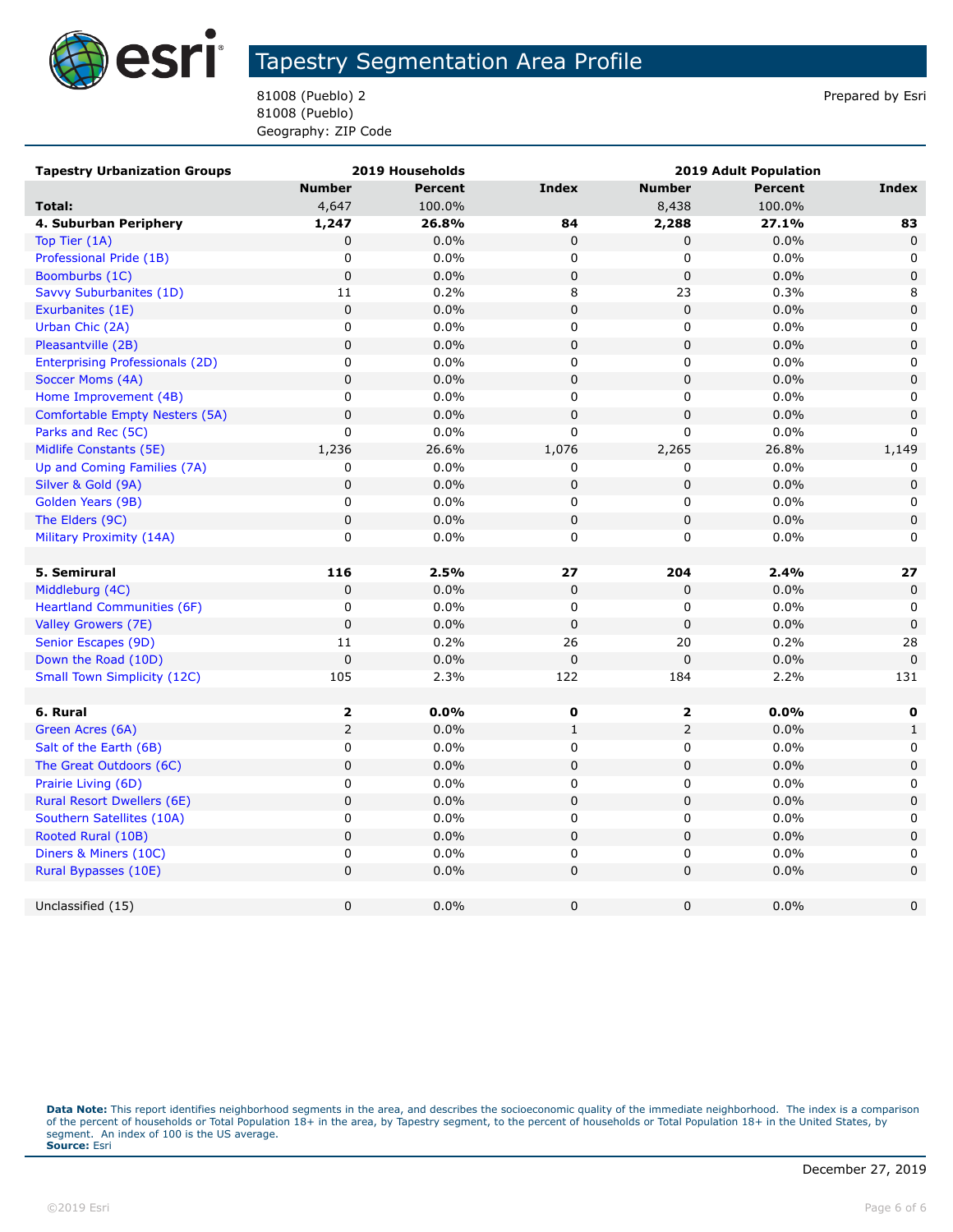# Tapestry Segmentation Area Profile

81008 (Pueblo) 2
81008 (Pueblo)
Geography: ZIP Code

Prepared by Esri

| Tapestry Urbanization Groups | 2019 Households | | | 2019 Adult Population | | |
|---|---|---|---|---|---|---|
| | Number | Percent | Index | Number | Percent | Index |
| **Total:** | 4,647 | 100.0% | | 8,438 | 100.0% | |
| **4. Suburban Periphery** | **1,247** | **26.8%** | **84** | **2,288** | **27.1%** | **83** |
| Top Tier (1A) | 0 | 0.0% | 0 | 0 | 0.0% | 0 |
| Professional Pride (1B) | 0 | 0.0% | 0 | 0 | 0.0% | 0 |
| Boomburbs (1C) | 0 | 0.0% | 0 | 0 | 0.0% | 0 |
| Savvy Suburbanites (1D) | 11 | 0.2% | 8 | 23 | 0.3% | 8 |
| Exurbanites (1E) | 0 | 0.0% | 0 | 0 | 0.0% | 0 |
| Urban Chic (2A) | 0 | 0.0% | 0 | 0 | 0.0% | 0 |
| Pleasantville (2B) | 0 | 0.0% | 0 | 0 | 0.0% | 0 |
| Enterprising Professionals (2D) | 0 | 0.0% | 0 | 0 | 0.0% | 0 |
| Soccer Moms (4A) | 0 | 0.0% | 0 | 0 | 0.0% | 0 |
| Home Improvement (4B) | 0 | 0.0% | 0 | 0 | 0.0% | 0 |
| Comfortable Empty Nesters (5A) | 0 | 0.0% | 0 | 0 | 0.0% | 0 |
| Parks and Rec (5C) | 0 | 0.0% | 0 | 0 | 0.0% | 0 |
| Midlife Constants (5E) | 1,236 | 26.6% | 1,076 | 2,265 | 26.8% | 1,149 |
| Up and Coming Families (7A) | 0 | 0.0% | 0 | 0 | 0.0% | 0 |
| Silver & Gold (9A) | 0 | 0.0% | 0 | 0 | 0.0% | 0 |
| Golden Years (9B) | 0 | 0.0% | 0 | 0 | 0.0% | 0 |
| The Elders (9C) | 0 | 0.0% | 0 | 0 | 0.0% | 0 |
| Military Proximity (14A) | 0 | 0.0% | 0 | 0 | 0.0% | 0 |
| | | | | | | |
| **5. Semirural** | **116** | **2.5%** | **27** | **204** | **2.4%** | **27** |
| Middleburg (4C) | 0 | 0.0% | 0 | 0 | 0.0% | 0 |
| Heartland Communities (6F) | 0 | 0.0% | 0 | 0 | 0.0% | 0 |
| Valley Growers (7E) | 0 | 0.0% | 0 | 0 | 0.0% | 0 |
| Senior Escapes (9D) | 11 | 0.2% | 26 | 20 | 0.2% | 28 |
| Down the Road (10D) | 0 | 0.0% | 0 | 0 | 0.0% | 0 |
| Small Town Simplicity (12C) | 105 | 2.3% | 122 | 184 | 2.2% | 131 |
| | | | | | | |
| **6. Rural** | **2** | **0.0%** | **0** | **2** | **0.0%** | **0** |
| Green Acres (6A) | 2 | 0.0% | 1 | 2 | 0.0% | 1 |
| Salt of the Earth (6B) | 0 | 0.0% | 0 | 0 | 0.0% | 0 |
| The Great Outdoors (6C) | 0 | 0.0% | 0 | 0 | 0.0% | 0 |
| Prairie Living (6D) | 0 | 0.0% | 0 | 0 | 0.0% | 0 |
| Rural Resort Dwellers (6E) | 0 | 0.0% | 0 | 0 | 0.0% | 0 |
| Southern Satellites (10A) | 0 | 0.0% | 0 | 0 | 0.0% | 0 |
| Rooted Rural (10B) | 0 | 0.0% | 0 | 0 | 0.0% | 0 |
| Diners & Miners (10C) | 0 | 0.0% | 0 | 0 | 0.0% | 0 |
| Rural Bypasses (10E) | 0 | 0.0% | 0 | 0 | 0.0% | 0 |
| | | | | | | |
| Unclassified (15) | 0 | 0.0% | 0 | 0 | 0.0% | 0 |

**Data Note:** This report identifies neighborhood segments in the area, and describes the socioeconomic quality of the immediate neighborhood. The index is a comparison of the percent of households or Total Population 18+ in the area, by Tapestry segment, to the percent of households or Total Population 18+ in the United States, by segment. An index of 100 is the US average.
**Source:** Esri

December 27, 2019